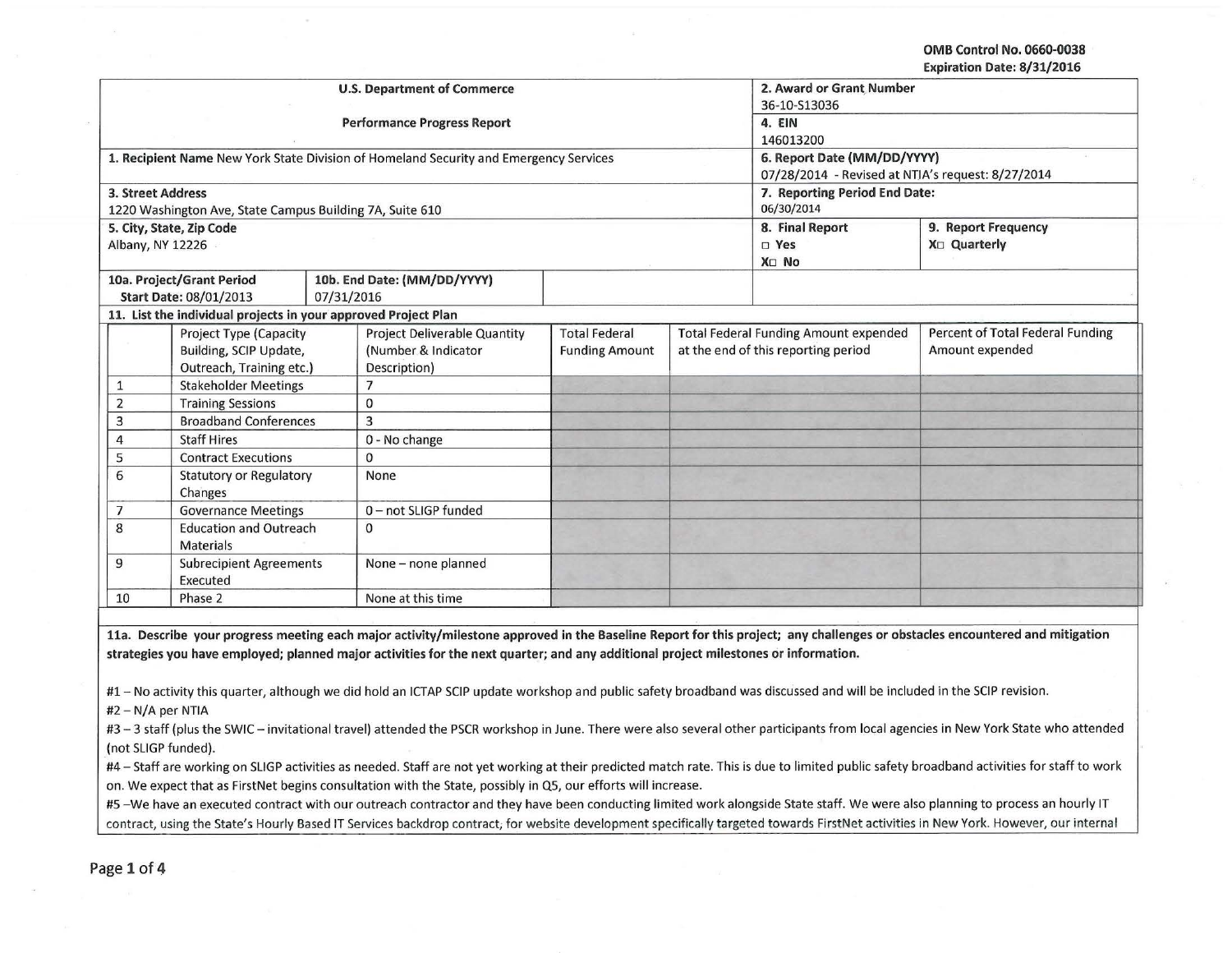OMB Control No. 0660-0038
Expiration Date: 8/31/2016

| U.S. Department of Commerce<br>Performance Progress Report | 2. Award or Grant Number<br>36-10-S13036 | |
|---|---|---|
| | 4. EIN<br>146013200 | |
| 1. Recipient Name New York State Division of Homeland Security and Emergency Services | 6. Report Date (MM/DD/YYYY)<br>07/28/2014 - Revised at NTIA's request: 8/27/2014 | |
| 3. Street Address<br>1220 Washington Ave, State Campus Building 7A, Suite 610 | 7. Reporting Period End Date:<br>06/30/2014 | |
| 5. City, State, Zip Code<br>Albany, NY 12226 | 8. Final Report<br>□ Yes<br>X□ No | 9. Report Frequency<br>X□ Quarterly |
| 10a. Project/Grant Period Start Date: 08/01/2013 | 10b. End Date: (MM/DD/YYYY) 07/31/2016 | |

**11. List the individual projects in your approved Project Plan**

| | Project Type (Capacity Building, SCIP Update, Outreach, Training etc.) | Project Deliverable Quantity (Number & Indicator Description) | Total Federal Funding Amount | Total Federal Funding Amount expended at the end of this reporting period | Percent of Total Federal Funding Amount expended |
|---|---|---|---|---|---|
| 1 | Stakeholder Meetings | 7 | | | |
| 2 | Training Sessions | 0 | | | |
| 3 | Broadband Conferences | 3 | | | |
| 4 | Staff Hires | 0 - No change | | | |
| 5 | Contract Executions | 0 | | | |
| 6 | Statutory or Regulatory Changes | None | | | |
| 7 | Governance Meetings | 0 – not SLIGP funded | | | |
| 8 | Education and Outreach Materials | 0 | | | |
| 9 | Subrecipient Agreements Executed | None – none planned | | | |
| 10 | Phase 2 | None at this time | | | |

**11a. Describe your progress meeting each major activity/milestone approved in the Baseline Report for this project; any challenges or obstacles encountered and mitigation strategies you have employed; planned major activities for the next quarter; and any additional project milestones or information.**

#1 – No activity this quarter, although we did hold an ICTAP SCIP update workshop and public safety broadband was discussed and will be included in the SCIP revision.

#2 – N/A per NTIA

#3 – 3 staff (plus the SWIC – invitational travel) attended the PSCR workshop in June. There were also several other participants from local agencies in New York State who attended (not SLIGP funded).

#4 – Staff are working on SLIGP activities as needed. Staff are not yet working at their predicted match rate. This is due to limited public safety broadband activities for staff to work on. We expect that as FirstNet begins consultation with the State, possibly in Q5, our efforts will increase.

#5 –We have an executed contract with our outreach contractor and they have been conducting limited work alongside State staff. We were also planning to process an hourly IT contract, using the State's Hourly Based IT Services backdrop contract, for website development specifically targeted towards FirstNet activities in New York. However, our internal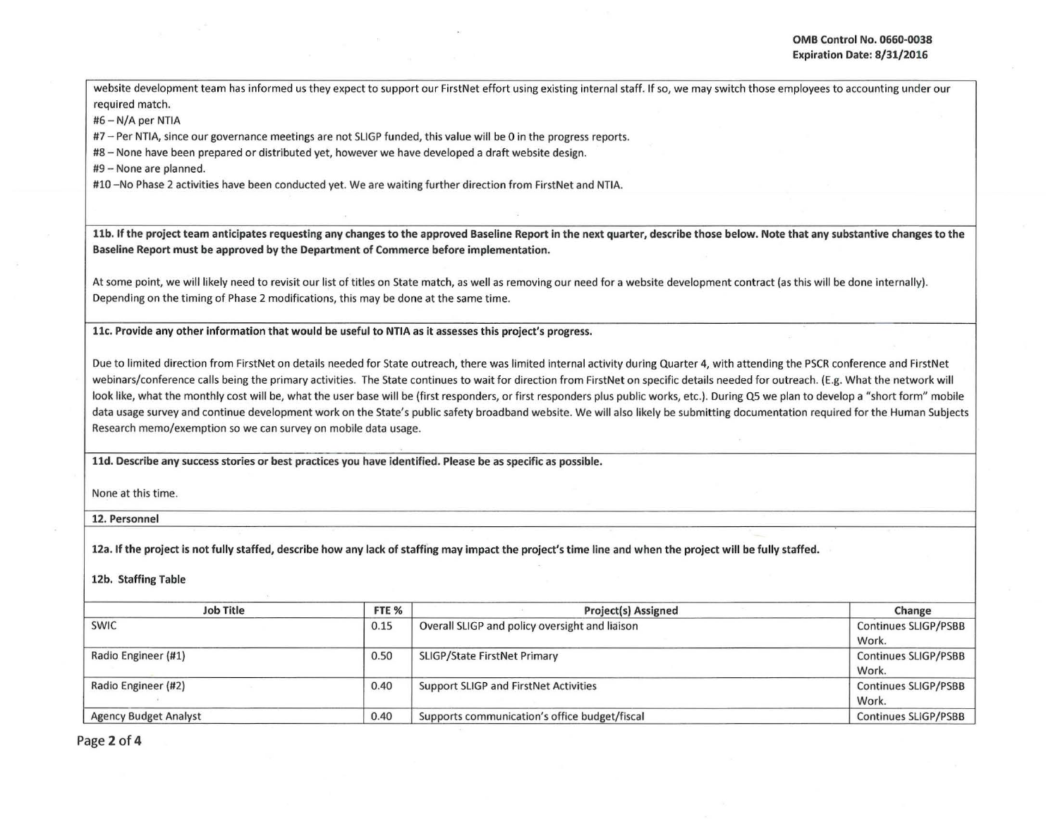website development team has informed us they expect to support our FirstNet effort using existing internal staff. If so, we may switch those employees to accounting under our required match.
#6 – N/A per NTIA
#7 – Per NTIA, since our governance meetings are not SLIGP funded, this value will be 0 in the progress reports.
#8 – None have been prepared or distributed yet, however we have developed a draft website design.
#9 – None are planned.
#10 –No Phase 2 activities have been conducted yet. We are waiting further direction from FirstNet and NTIA.

**11b. If the project team anticipates requesting any changes to the approved Baseline Report in the next quarter, describe those below. Note that any substantive changes to the Baseline Report must be approved by the Department of Commerce before implementation.**

At some point, we will likely need to revisit our list of titles on State match, as well as removing our need for a website development contract (as this will be done internally). Depending on the timing of Phase 2 modifications, this may be done at the same time.

**11c. Provide any other information that would be useful to NTIA as it assesses this project's progress.**

Due to limited direction from FirstNet on details needed for State outreach, there was limited internal activity during Quarter 4, with attending the PSCR conference and FirstNet webinars/conference calls being the primary activities. The State continues to wait for direction from FirstNet on specific details needed for outreach. (E.g. What the network will look like, what the monthly cost will be, what the user base will be (first responders, or first responders plus public works, etc.). During Q5 we plan to develop a "short form" mobile data usage survey and continue development work on the State's public safety broadband website. We will also likely be submitting documentation required for the Human Subjects Research memo/exemption so we can survey on mobile data usage.

**11d. Describe any success stories or best practices you have identified. Please be as specific as possible.**

None at this time.

**12. Personnel**

**12a. If the project is not fully staffed, describe how any lack of staffing may impact the project's time line and when the project will be fully staffed.**

**12b. Staffing Table**

| Job Title | FTE % | Project(s) Assigned | Change |
|---|---|---|---|
| SWIC | 0.15 | Overall SLIGP and policy oversight and liaison | Continues SLIGP/PSBB Work. |
| Radio Engineer (#1) | 0.50 | SLIGP/State FirstNet Primary | Continues SLIGP/PSBB Work. |
| Radio Engineer (#2) | 0.40 | Support SLIGP and FirstNet Activities | Continues SLIGP/PSBB Work. |
| Agency Budget Analyst | 0.40 | Supports communication's office budget/fiscal | Continues SLIGP/PSBB |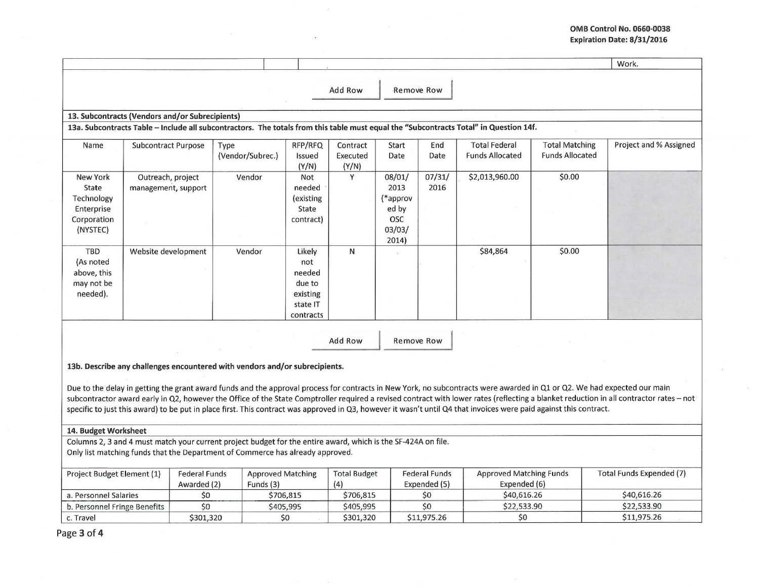OMB Control No. 0660-0038
Expiration Date: 8/31/2016

| | | | Work. |
|---|---|---|---|

Add Row | Remove Row

**13. Subcontracts (Vendors and/or Subrecipients)**

**13a. Subcontracts Table – Include all subcontractors. The totals from this table must equal the "Subcontracts Total" in Question 14f.**

| Name | Subcontract Purpose | Type (Vendor/Subrec.) | RFP/RFQ Issued (Y/N) | Contract Executed (Y/N) | Start Date | End Date | Total Federal Funds Allocated | Total Matching Funds Allocated | Project and % Assigned |
|---|---|---|---|---|---|---|---|---|---|
| New York State Technology Enterprise Corporation (NYSTEC) | Outreach, project management, support | Vendor | Not needed (existing State contract) | Y | 08/01/2013 (*approved by OSC 03/03/2014) | 07/31/2016 | $2,013,960.00 | $0.00 | |
| TBD (As noted above, this may not be needed). | Website development | Vendor | Likely not needed due to existing state IT contracts | N | | | $84,864 | $0.00 | |

Add Row | Remove Row

**13b. Describe any challenges encountered with vendors and/or subrecipients.**

Due to the delay in getting the grant award funds and the approval process for contracts in New York, no subcontracts were awarded in Q1 or Q2. We had expected our main subcontractor award early in Q2, however the Office of the State Comptroller required a revised contract with lower rates (reflecting a blanket reduction in all contractor rates – not specific to just this award) to be put in place first. This contract was approved in Q3, however it wasn't until Q4 that invoices were paid against this contract.

**14. Budget Worksheet**

Columns 2, 3 and 4 must match your current project budget for the entire award, which is the SF-424A on file.
Only list matching funds that the Department of Commerce has already approved.

| Project Budget Element (1) | Federal Funds Awarded (2) | Approved Matching Funds (3) | Total Budget (4) | Federal Funds Expended (5) | Approved Matching Funds Expended (6) | Total Funds Expended (7) |
|---|---|---|---|---|---|---|
| a. Personnel Salaries | $0 | $706,815 | $706,815 | $0 | $40,616.26 | $40,616.26 |
| b. Personnel Fringe Benefits | $0 | $405,995 | $405,995 | $0 | $22,533.90 | $22,533.90 |
| c. Travel | $301,320 | $0 | $301,320 | $11,975.26 | $0 | $11,975.26 |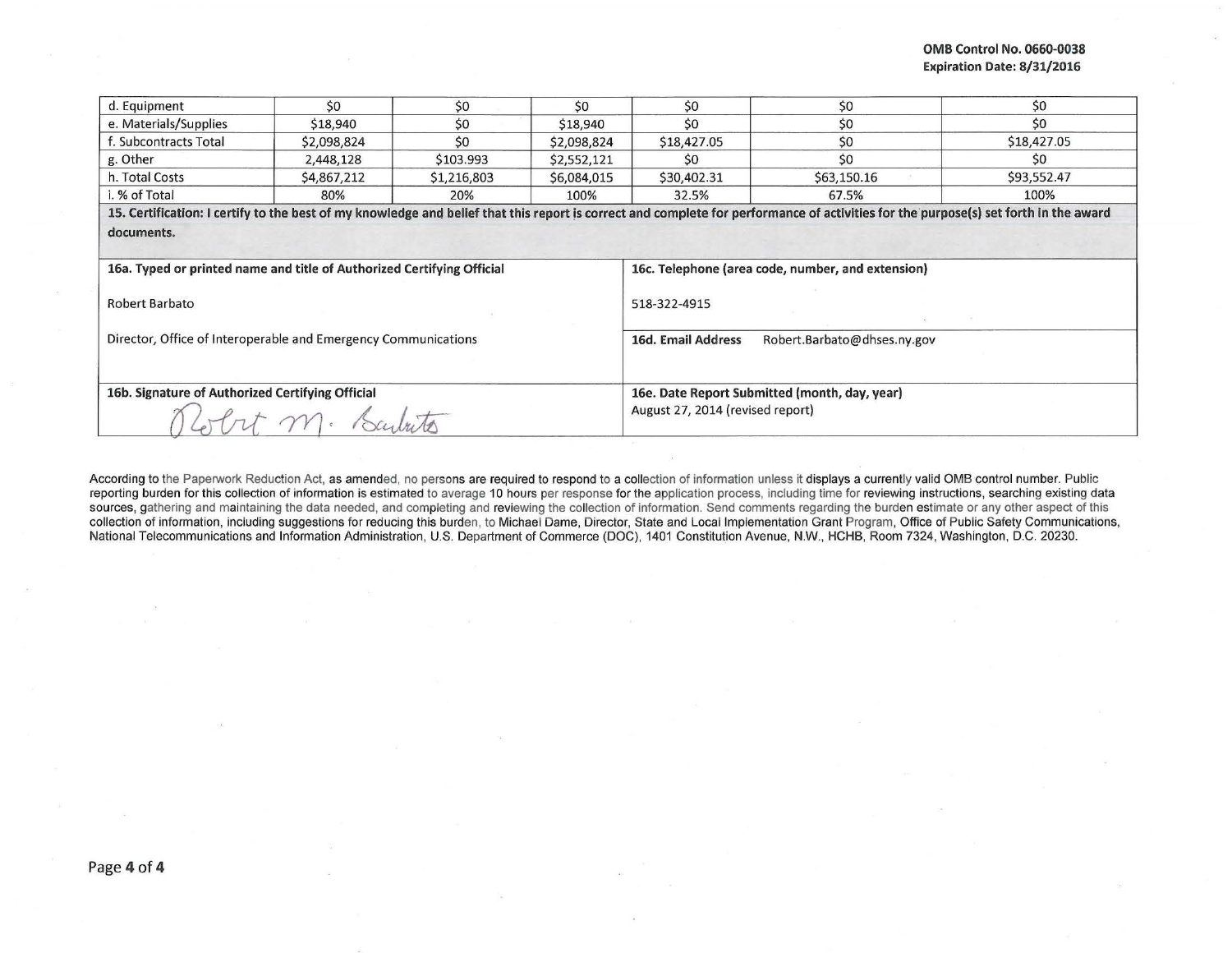OMB Control No. 0660-0038
Expiration Date: 8/31/2016

| | | | | | | |
|---|---|---|---|---|---|---|
| d. Equipment | $0 | $0 | $0 | $0 | $0 | $0 |
| e. Materials/Supplies | $18,940 | $0 | $18,940 | $0 | $0 | $0 |
| f. Subcontracts Total | $2,098,824 | $0 | $2,098,824 | $18,427.05 | $0 | $18,427.05 |
| g. Other | 2,448,128 | $103.993 | $2,552,121 | $0 | $0 | $0 |
| h. Total Costs | $4,867,212 | $1,216,803 | $6,084,015 | $30,402.31 | $63,150.16 | $93,552.47 |
| i. % of Total | 80% | 20% | 100% | 32.5% | 67.5% | 100% |

**15. Certification: I certify to the best of my knowledge and belief that this report is correct and complete for performance of activities for the purpose(s) set forth in the award documents.**

| | |
|---|---|
| **16a. Typed or printed name and title of Authorized Certifying Official**<br><br>Robert Barbato<br><br>Director, Office of Interoperable and Emergency Communications | **16c. Telephone (area code, number, and extension)**<br><br>518-322-4915<br><br>**16d. Email Address** Robert.Barbato@dhses.ny.gov |
| **16b. Signature of Authorized Certifying Official**<br><br>Robert M. Barbato | **16e. Date Report Submitted (month, day, year)**<br>August 27, 2014 (revised report) |

According to the Paperwork Reduction Act, as amended, no persons are required to respond to a collection of information unless it displays a currently valid OMB control number. Public reporting burden for this collection of information is estimated to average 10 hours per response for the application process, including time for reviewing instructions, searching existing data sources, gathering and maintaining the data needed, and completing and reviewing the collection of information. Send comments regarding the burden estimate or any other aspect of this collection of information, including suggestions for reducing this burden, to Michael Dame, Director, State and Local Implementation Grant Program, Office of Public Safety Communications, National Telecommunications and Information Administration, U.S. Department of Commerce (DOC), 1401 Constitution Avenue, N.W., HCHB, Room 7324, Washington, D.C. 20230.